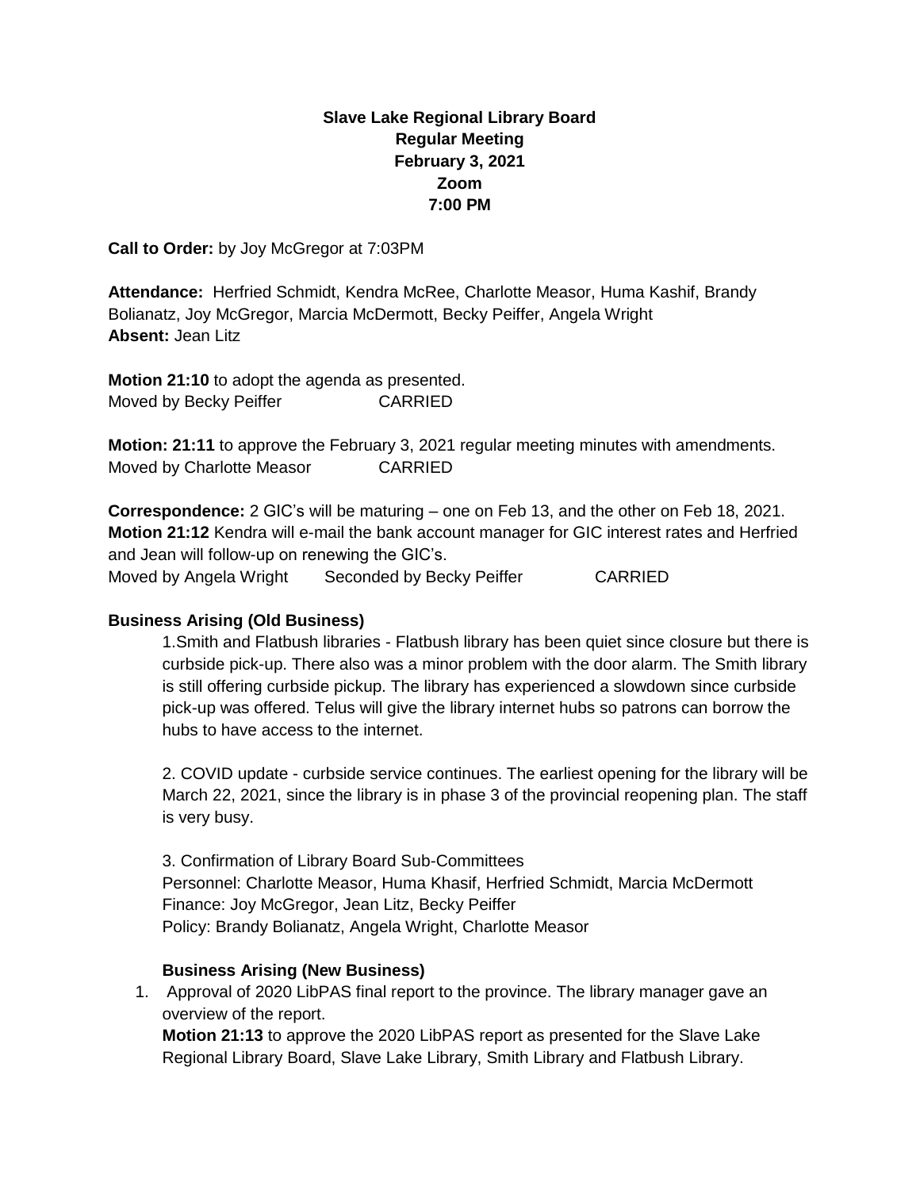**Slave Lake Regional Library Board**
**Regular Meeting**
**February 3, 2021**
**Zoom**
**7:00 PM**

**Call to Order:** by Joy McGregor at 7:03PM

**Attendance:** Herfried Schmidt, Kendra McRee, Charlotte Measor, Huma Kashif, Brandy Bolianatz, Joy McGregor, Marcia McDermott, Becky Peiffer, Angela Wright
**Absent:** Jean Litz

**Motion 21:10** to adopt the agenda as presented.
Moved by Becky Peiffer CARRIED

**Motion: 21:11** to approve the February 3, 2021 regular meeting minutes with amendments.
Moved by Charlotte Measor CARRIED

**Correspondence:** 2 GIC's will be maturing – one on Feb 13, and the other on Feb 18, 2021.
**Motion 21:12** Kendra will e-mail the bank account manager for GIC interest rates and Herfried and Jean will follow-up on renewing the GIC's.
Moved by Angela Wright Seconded by Becky Peiffer CARRIED

**Business Arising (Old Business)**

1. Smith and Flatbush libraries - Flatbush library has been quiet since closure but there is curbside pick-up. There also was a minor problem with the door alarm. The Smith library is still offering curbside pickup. The library has experienced a slowdown since curbside pick-up was offered. Telus will give the library internet hubs so patrons can borrow the hubs to have access to the internet.

2. COVID update - curbside service continues. The earliest opening for the library will be March 22, 2021, since the library is in phase 3 of the provincial reopening plan. The staff is very busy.

3. Confirmation of Library Board Sub-Committees
Personnel: Charlotte Measor, Huma Khasif, Herfried Schmidt, Marcia McDermott
Finance: Joy McGregor, Jean Litz, Becky Peiffer
Policy: Brandy Bolianatz, Angela Wright, Charlotte Measor

**Business Arising (New Business)**

1. Approval of 2020 LibPAS final report to the province. The library manager gave an overview of the report.
**Motion 21:13** to approve the 2020 LibPAS report as presented for the Slave Lake Regional Library Board, Slave Lake Library, Smith Library and Flatbush Library.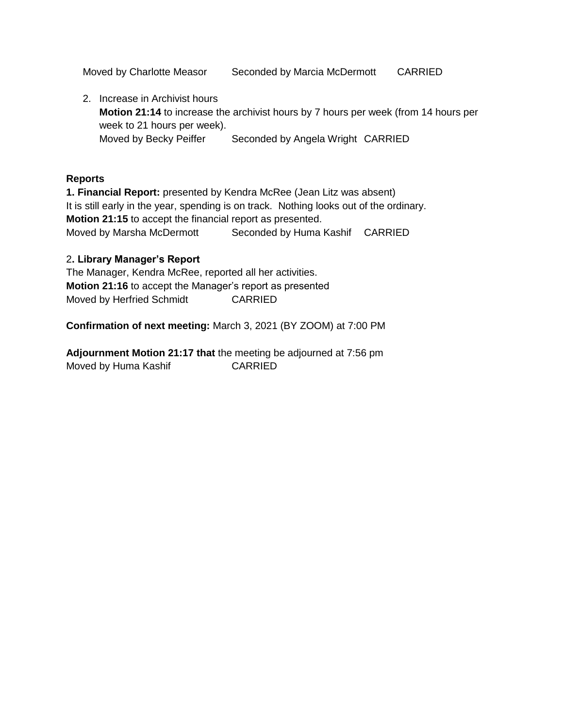Moved by Charlotte Measor    Seconded by Marcia McDermott    CARRIED

2. Increase in Archivist hours
   **Motion 21:14** to increase the archivist hours by 7 hours per week (from 14 hours per week to 21 hours per week).
   Moved by Becky Peiffer    Seconded by Angela Wright    CARRIED

**Reports**

**1. Financial Report:** presented by Kendra McRee (Jean Litz was absent)
It is still early in the year, spending is on track. Nothing looks out of the ordinary.
**Motion 21:15** to accept the financial report as presented.
Moved by Marsha McDermott    Seconded by Huma Kashif    CARRIED

2**. Library Manager's Report**
The Manager, Kendra McRee, reported all her activities.
**Motion 21:16** to accept the Manager's report as presented
Moved by Herfried Schmidt    CARRIED

**Confirmation of next meeting:** March 3, 2021 (BY ZOOM) at 7:00 PM

**Adjournment Motion 21:17 that** the meeting be adjourned at 7:56 pm
Moved by Huma Kashif    CARRIED